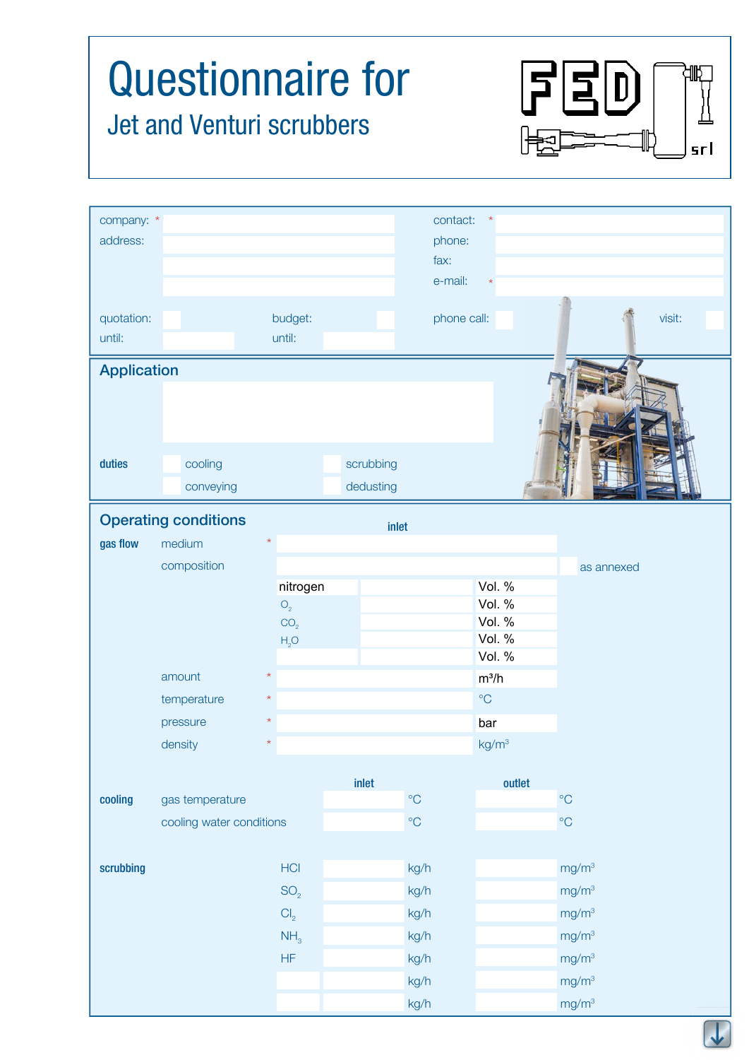# Questionnaire for

## Jet and Venturi scrubbers

FED srl

| | | | |
|---|---|---|---|
| company: * | | contact: * | |
| address: | | phone: | |
| | | fax: | |
| | | e-mail: * | |

| | | | | | | | |
|---|---|---|---|---|---|---|---|
| quotation: | | budget: | | phone call: | | visit: | |
| until: | | until: | | | | | |

## Application

**duties**

- cooling
- scrubbing
- conveying
- dedusting

## Operating conditions

**gas flow**

| | | inlet | | |
|---|---|---|---|---|
| medium * | | | | |
| composition | | | | as annexed |
| | nitrogen | | Vol. % | |
| | $O_2$ | | Vol. % | |
| | $CO_2$ | | Vol. % | |
| | $H_2O$ | | Vol. % | |
| | | | Vol. % | |
| amount * | | | m³/h | |
| temperature * | | | °C | |
| pressure * | | | bar | |
| density * | | | kg/m³ | |

**cooling**

| | inlet | | outlet | |
|---|---|---|---|---|
| gas temperature | | °C | | °C |
| cooling water conditions | | °C | | °C |

**scrubbing**

| | inlet | | outlet | |
|---|---|---|---|---|
| HCl | | kg/h | | mg/m³ |
| $SO_2$ | | kg/h | | mg/m³ |
| $Cl_2$ | | kg/h | | mg/m³ |
| $NH_3$ | | kg/h | | mg/m³ |
| HF | | kg/h | | mg/m³ |
| | | kg/h | | mg/m³ |
| | | kg/h | | mg/m³ |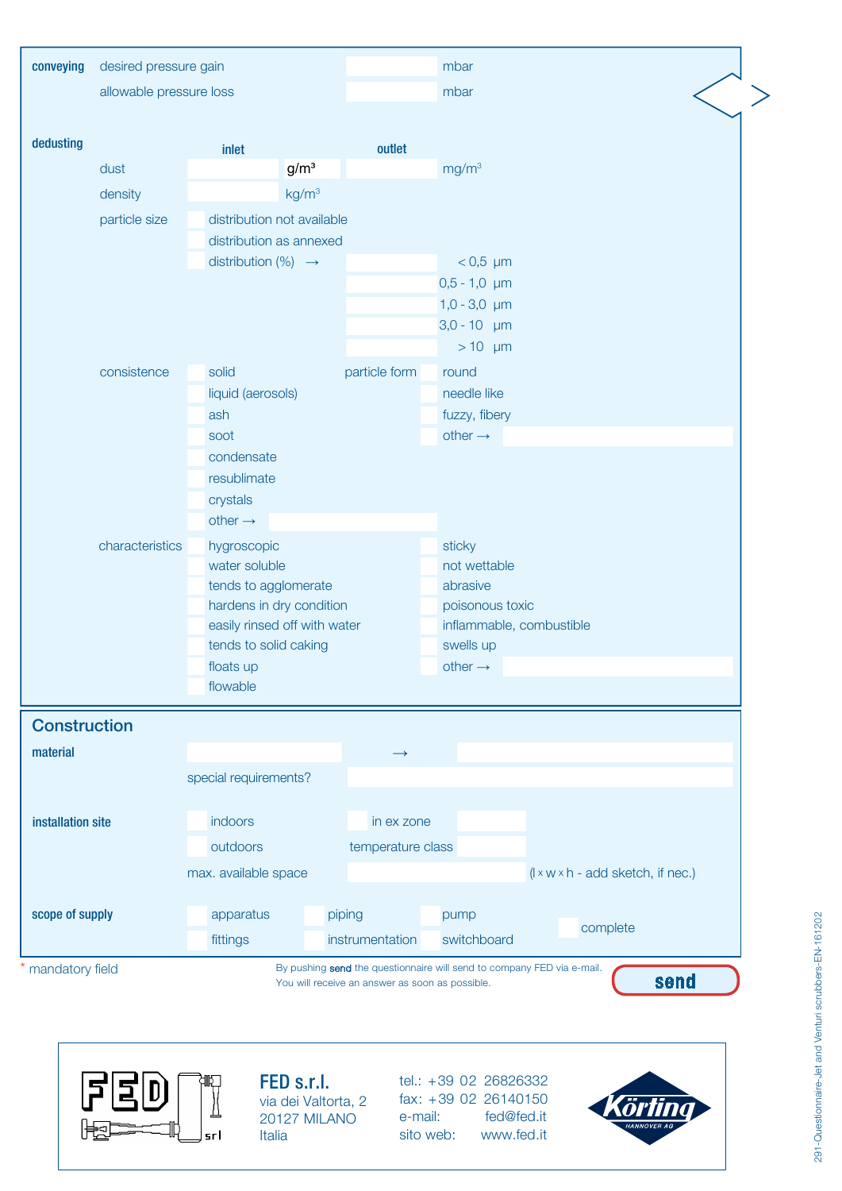**conveying** desired pressure gain ____ mbar

allowable pressure loss ____ mbar

**dedusting**

| | inlet | | outlet | |
|---|---|---|---|---|
| dust | | g/m³ | | mg/m³ |
| density | | kg/m³ | | |

particle size

- distribution not available
- distribution as annexed
- distribution (%) →

| | |
|---|---|
| | < 0,5 µm |
| | 0,5 - 1,0 µm |
| | 1,0 - 3,0 µm |
| | 3,0 - 10 µm |
| | > 10 µm |

consistence

- solid
- liquid (aerosols)
- ash
- soot
- condensate
- resublimate
- crystals
- other →

particle form

- round
- needle like
- fuzzy, fibery
- other →

characteristics

- hygroscopic
- water soluble
- tends to agglomerate
- hardens in dry condition
- easily rinsed off with water
- tends to solid caking
- floats up
- flowable
- sticky
- not wettable
- abrasive
- poisonous toxic
- inflammable, combustible
- swells up
- other →

## Construction

**material** ____ → ____

special requirements? ____

**installation site**

- indoors
- outdoors
- in ex zone ____

temperature class ____

max. available space ____ (l × w × h - add sketch, if nec.)

**scope of supply**

- apparatus
- fittings
- piping
- instrumentation
- pump
- switchboard
- complete

\* mandatory field

By pushing **send** the questionnaire will send to company FED via e-mail.
You will receive an answer as soon as possible.

**send**

**FED s.r.l.**
via dei Valtorta, 2
20127 MILANO
Italia

tel.: +39 02 26826332
fax: +39 02 26140150
e-mail: fed@fed.it
sito web: www.fed.it

Körting HANNOVER AG

291-Questionnaire-Jet and Venturi scrubbers-EN-161202